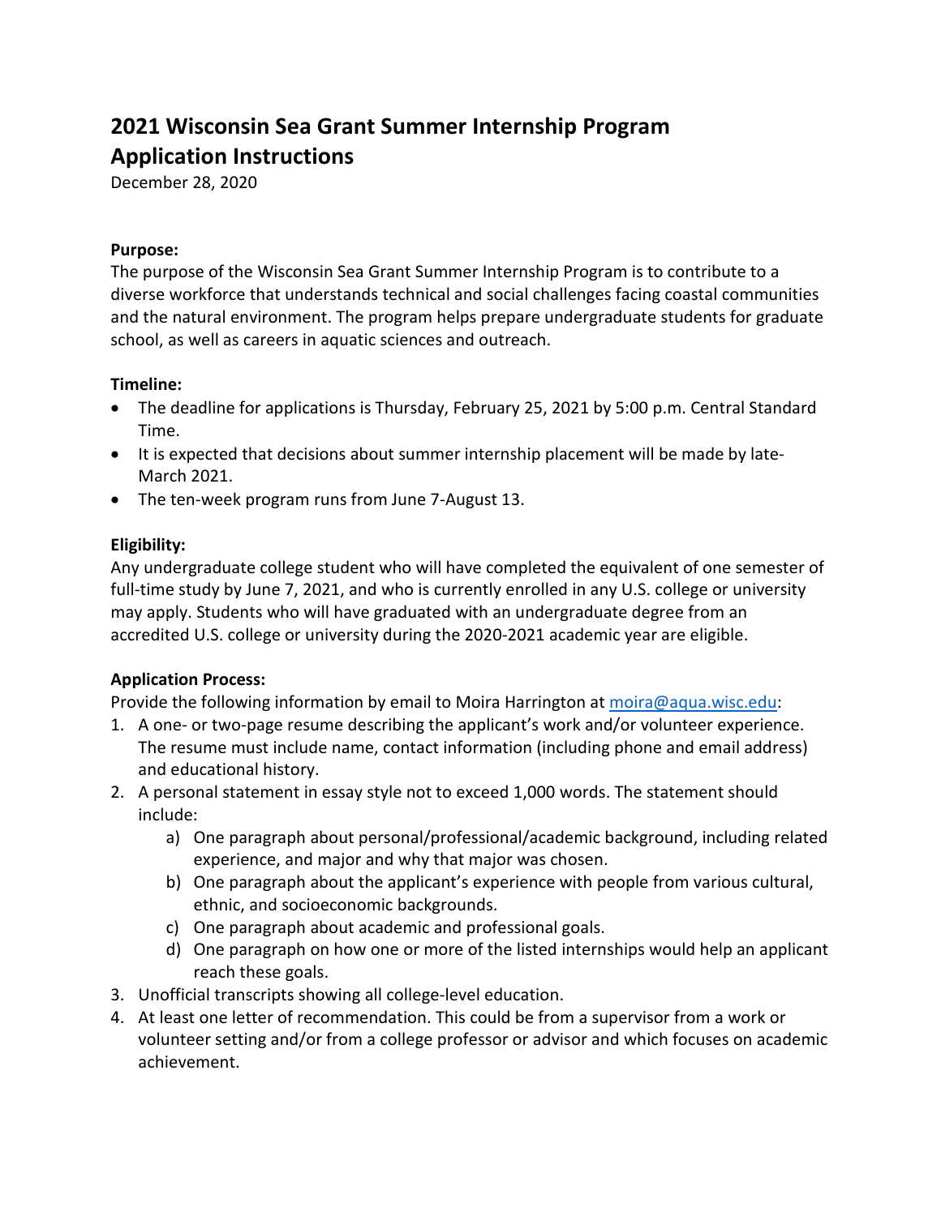# 2021 Wisconsin Sea Grant Summer Internship Program Application Instructions

December 28, 2020

**Purpose:**

The purpose of the Wisconsin Sea Grant Summer Internship Program is to contribute to a diverse workforce that understands technical and social challenges facing coastal communities and the natural environment. The program helps prepare undergraduate students for graduate school, as well as careers in aquatic sciences and outreach.

**Timeline:**

- The deadline for applications is Thursday, February 25, 2021 by 5:00 p.m. Central Standard Time.
- It is expected that decisions about summer internship placement will be made by late-March 2021.
- The ten-week program runs from June 7-August 13.

**Eligibility:**

Any undergraduate college student who will have completed the equivalent of one semester of full-time study by June 7, 2021, and who is currently enrolled in any U.S. college or university may apply. Students who will have graduated with an undergraduate degree from an accredited U.S. college or university during the 2020-2021 academic year are eligible.

**Application Process:**

Provide the following information by email to Moira Harrington at moira@aqua.wisc.edu:

1. A one- or two-page resume describing the applicant's work and/or volunteer experience. The resume must include name, contact information (including phone and email address) and educational history.
2. A personal statement in essay style not to exceed 1,000 words. The statement should include:
   a) One paragraph about personal/professional/academic background, including related experience, and major and why that major was chosen.
   b) One paragraph about the applicant's experience with people from various cultural, ethnic, and socioeconomic backgrounds.
   c) One paragraph about academic and professional goals.
   d) One paragraph on how one or more of the listed internships would help an applicant reach these goals.
3. Unofficial transcripts showing all college-level education.
4. At least one letter of recommendation. This could be from a supervisor from a work or volunteer setting and/or from a college professor or advisor and which focuses on academic achievement.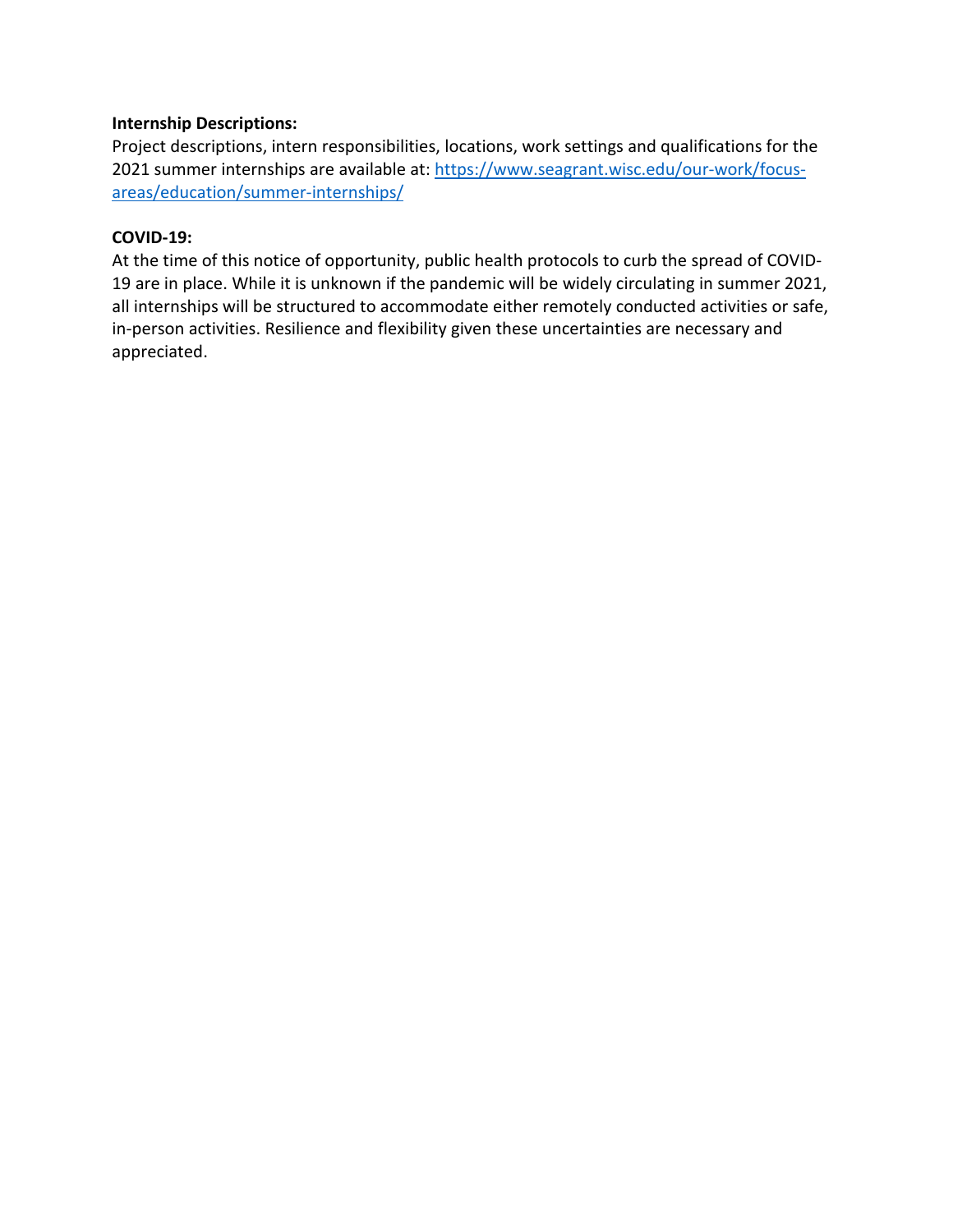**Internship Descriptions:**

Project descriptions, intern responsibilities, locations, work settings and qualifications for the 2021 summer internships are available at: [https://www.seagrant.wisc.edu/our-work/focus-areas/education/summer-internships/](https://www.seagrant.wisc.edu/our-work/focus-areas/education/summer-internships/)

**COVID-19:**

At the time of this notice of opportunity, public health protocols to curb the spread of COVID-19 are in place. While it is unknown if the pandemic will be widely circulating in summer 2021, all internships will be structured to accommodate either remotely conducted activities or safe, in-person activities. Resilience and flexibility given these uncertainties are necessary and appreciated.